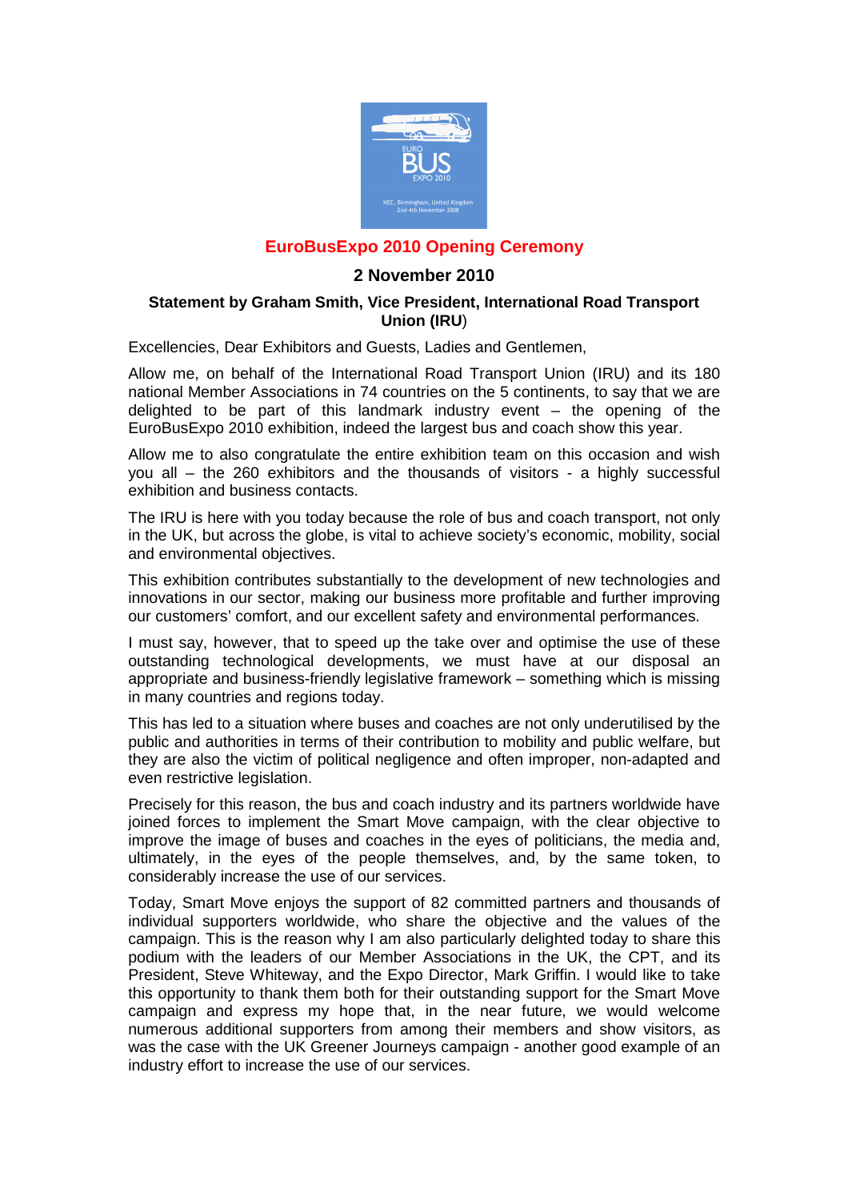# EuroBusExpo 2010 Opening Ceremony

## 2 November 2010

### Statement by Graham Smith, Vice President, International Road Transport Union (IRU)

Excellencies, Dear Exhibitors and Guests, Ladies and Gentlemen,

Allow me, on behalf of the International Road Transport Union (IRU) and its 180 national Member Associations in 74 countries on the 5 continents, to say that we are delighted to be part of this landmark industry event – the opening of the EuroBusExpo 2010 exhibition, indeed the largest bus and coach show this year.

Allow me to also congratulate the entire exhibition team on this occasion and wish you all – the 260 exhibitors and the thousands of visitors - a highly successful exhibition and business contacts.

The IRU is here with you today because the role of bus and coach transport, not only in the UK, but across the globe, is vital to achieve society's economic, mobility, social and environmental objectives.

This exhibition contributes substantially to the development of new technologies and innovations in our sector, making our business more profitable and further improving our customers' comfort, and our excellent safety and environmental performances.

I must say, however, that to speed up the take over and optimise the use of these outstanding technological developments, we must have at our disposal an appropriate and business-friendly legislative framework – something which is missing in many countries and regions today.

This has led to a situation where buses and coaches are not only underutilised by the public and authorities in terms of their contribution to mobility and public welfare, but they are also the victim of political negligence and often improper, non-adapted and even restrictive legislation.

Precisely for this reason, the bus and coach industry and its partners worldwide have joined forces to implement the Smart Move campaign, with the clear objective to improve the image of buses and coaches in the eyes of politicians, the media and, ultimately, in the eyes of the people themselves, and, by the same token, to considerably increase the use of our services.

Today, Smart Move enjoys the support of 82 committed partners and thousands of individual supporters worldwide, who share the objective and the values of the campaign. This is the reason why I am also particularly delighted today to share this podium with the leaders of our Member Associations in the UK, the CPT, and its President, Steve Whiteway, and the Expo Director, Mark Griffin. I would like to take this opportunity to thank them both for their outstanding support for the Smart Move campaign and express my hope that, in the near future, we would welcome numerous additional supporters from among their members and show visitors, as was the case with the UK Greener Journeys campaign - another good example of an industry effort to increase the use of our services.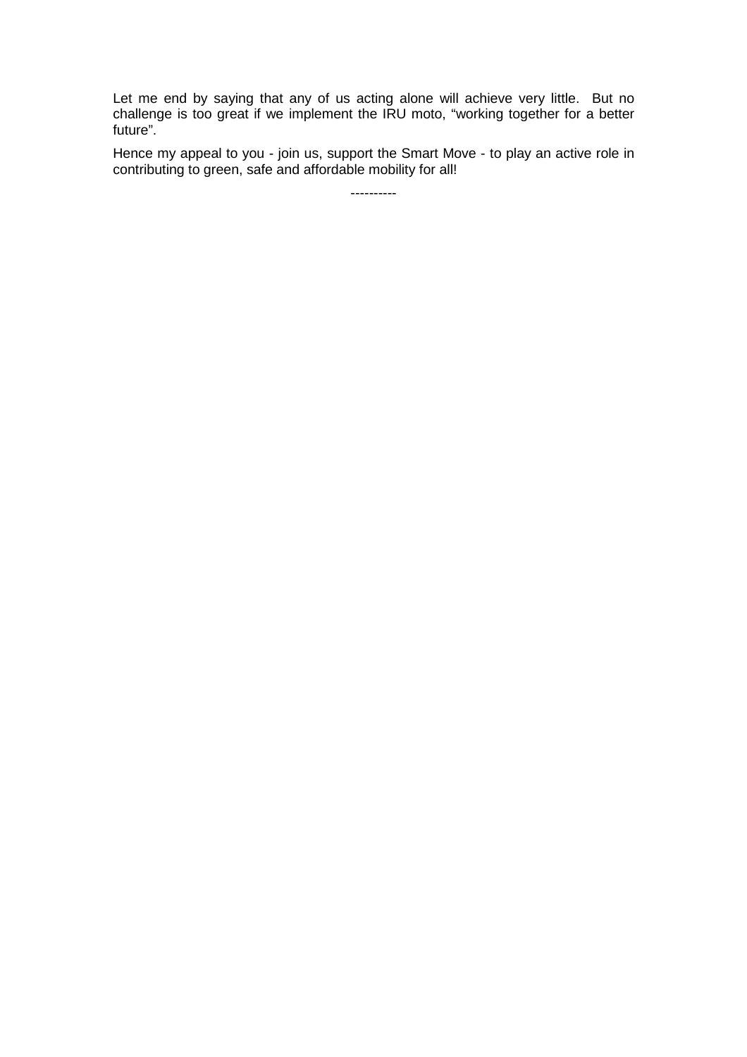Let me end by saying that any of us acting alone will achieve very little. But no challenge is too great if we implement the IRU moto, “working together for a better future”.

Hence my appeal to you - join us, support the Smart Move - to play an active role in contributing to green, safe and affordable mobility for all!

----------